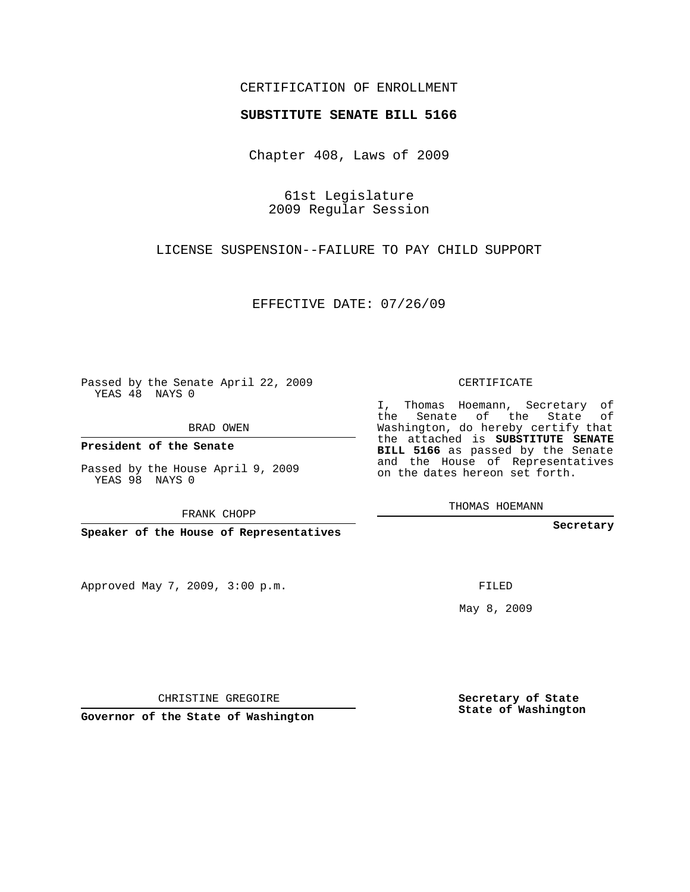CERTIFICATION OF ENROLLMENT

**SUBSTITUTE SENATE BILL 5166**

Chapter 408, Laws of 2009

61st Legislature
2009 Regular Session

LICENSE SUSPENSION--FAILURE TO PAY CHILD SUPPORT

EFFECTIVE DATE: 07/26/09

Passed by the Senate April 22, 2009
YEAS 48 NAYS 0

BRAD OWEN

**President of the Senate**

Passed by the House April 9, 2009
YEAS 98 NAYS 0

FRANK CHOPP

**Speaker of the House of Representatives**

CERTIFICATE

I, Thomas Hoemann, Secretary of the Senate of the State of Washington, do hereby certify that the attached is **SUBSTITUTE SENATE BILL 5166** as passed by the Senate and the House of Representatives on the dates hereon set forth.

THOMAS HOEMANN

**Secretary**

Approved May 7, 2009, 3:00 p.m.

FILED

May 8, 2009

CHRISTINE GREGOIRE

**Governor of the State of Washington**

**Secretary of State**
**State of Washington**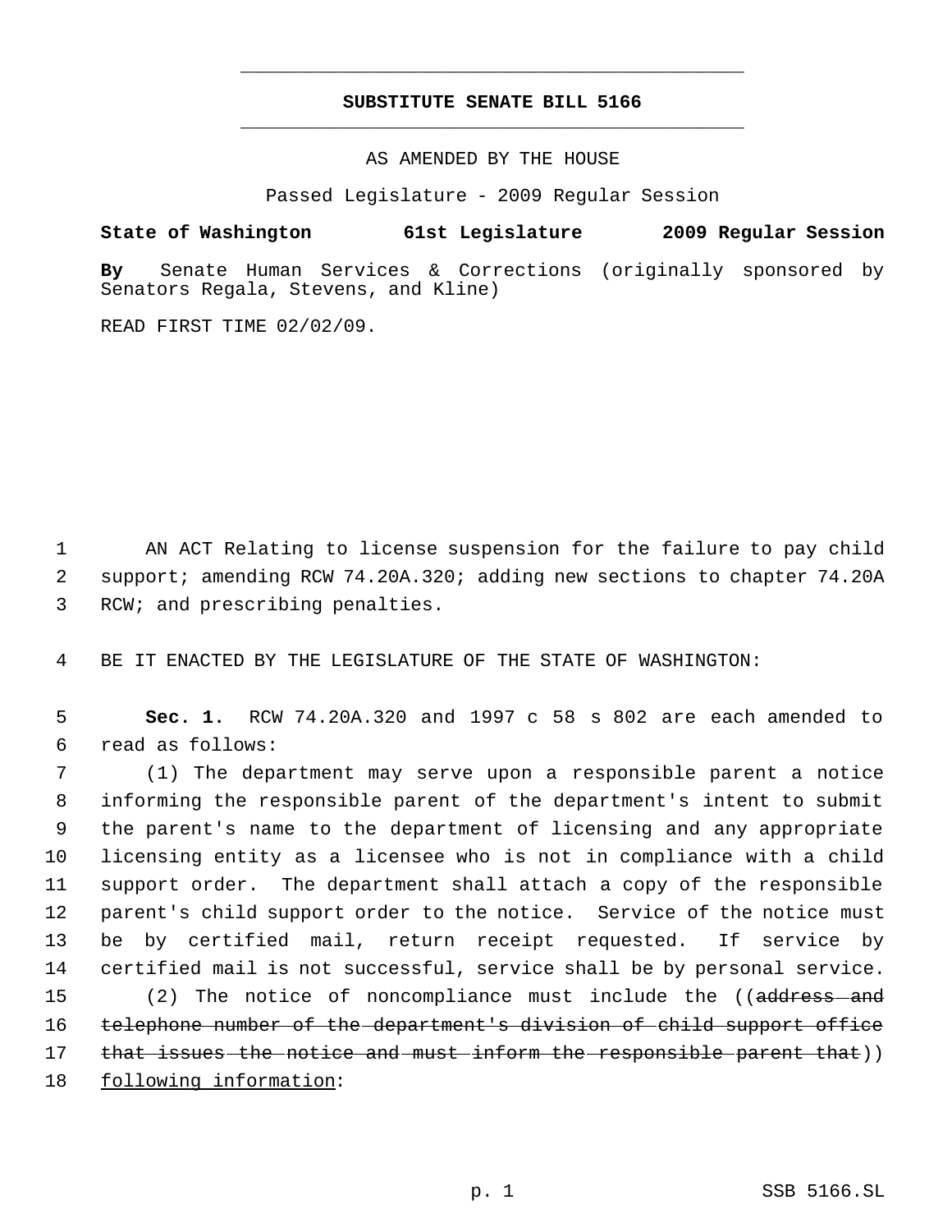# SUBSTITUTE SENATE BILL 5166

AS AMENDED BY THE HOUSE

Passed Legislature - 2009 Regular Session

**State of Washington 61st Legislature 2009 Regular Session**

**By** Senate Human Services & Corrections (originally sponsored by Senators Regala, Stevens, and Kline)

READ FIRST TIME 02/02/09.

AN ACT Relating to license suspension for the failure to pay child support; amending RCW 74.20A.320; adding new sections to chapter 74.20A RCW; and prescribing penalties.

BE IT ENACTED BY THE LEGISLATURE OF THE STATE OF WASHINGTON:

**Sec. 1.** RCW 74.20A.320 and 1997 c 58 s 802 are each amended to read as follows:

(1) The department may serve upon a responsible parent a notice informing the responsible parent of the department's intent to submit the parent's name to the department of licensing and any appropriate licensing entity as a licensee who is not in compliance with a child support order. The department shall attach a copy of the responsible parent's child support order to the notice. Service of the notice must be by certified mail, return receipt requested. If service by certified mail is not successful, service shall be by personal service.

(2) The notice of noncompliance must include the ((~~address and telephone number of the department's division of child support office that issues the notice and must inform the responsible parent that~~)) <u>following information</u>: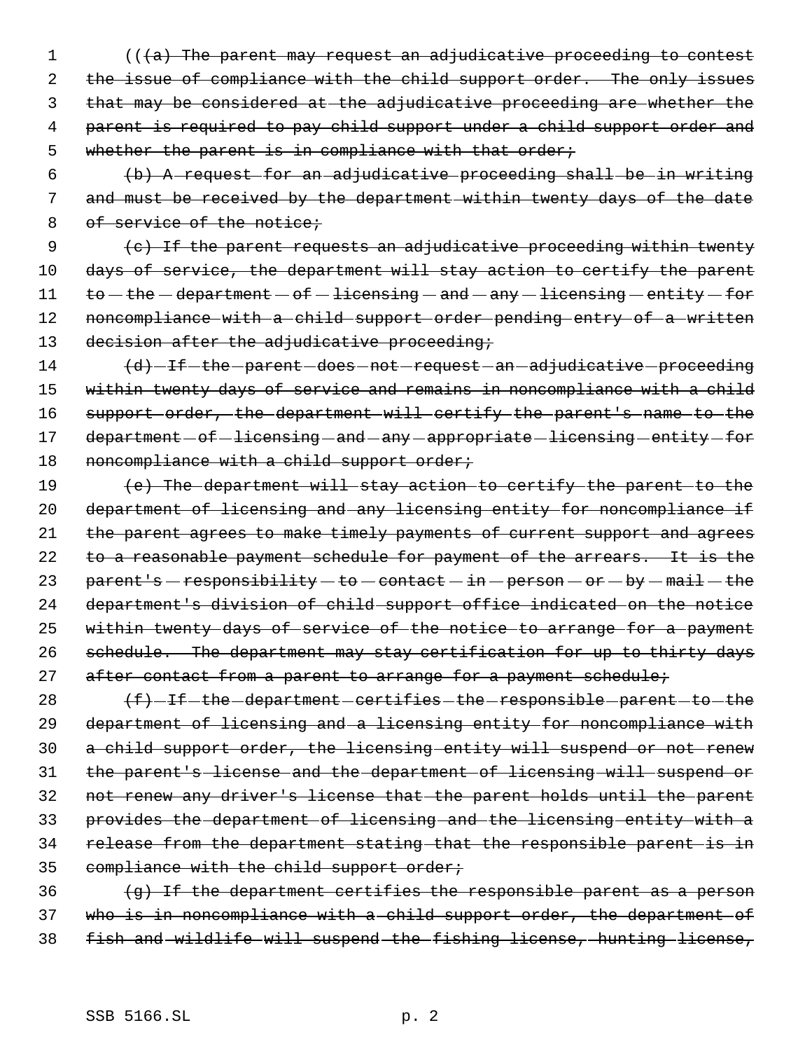(((a) The parent may request an adjudicative proceeding to contest the issue of compliance with the child support order. The only issues that may be considered at the adjudicative proceeding are whether the parent is required to pay child support under a child support order and whether the parent is in compliance with that order;

(b) A request for an adjudicative proceeding shall be in writing and must be received by the department within twenty days of the date of service of the notice;

(c) If the parent requests an adjudicative proceeding within twenty days of service, the department will stay action to certify the parent to the department of licensing and any licensing entity for noncompliance with a child support order pending entry of a written decision after the adjudicative proceeding;

(d) If the parent does not request an adjudicative proceeding within twenty days of service and remains in noncompliance with a child support order, the department will certify the parent's name to the department of licensing and any appropriate licensing entity for noncompliance with a child support order;

(e) The department will stay action to certify the parent to the department of licensing and any licensing entity for noncompliance if the parent agrees to make timely payments of current support and agrees to a reasonable payment schedule for payment of the arrears. It is the parent's responsibility to contact in person or by mail the department's division of child support office indicated on the notice within twenty days of service of the notice to arrange for a payment schedule. The department may stay certification for up to thirty days after contact from a parent to arrange for a payment schedule;

(f) If the department certifies the responsible parent to the department of licensing and a licensing entity for noncompliance with a child support order, the licensing entity will suspend or not renew the parent's license and the department of licensing will suspend or not renew any driver's license that the parent holds until the parent provides the department of licensing and the licensing entity with a release from the department stating that the responsible parent is in compliance with the child support order;

(g) If the department certifies the responsible parent as a person who is in noncompliance with a child support order, the department of fish and wildlife will suspend the fishing license, hunting license,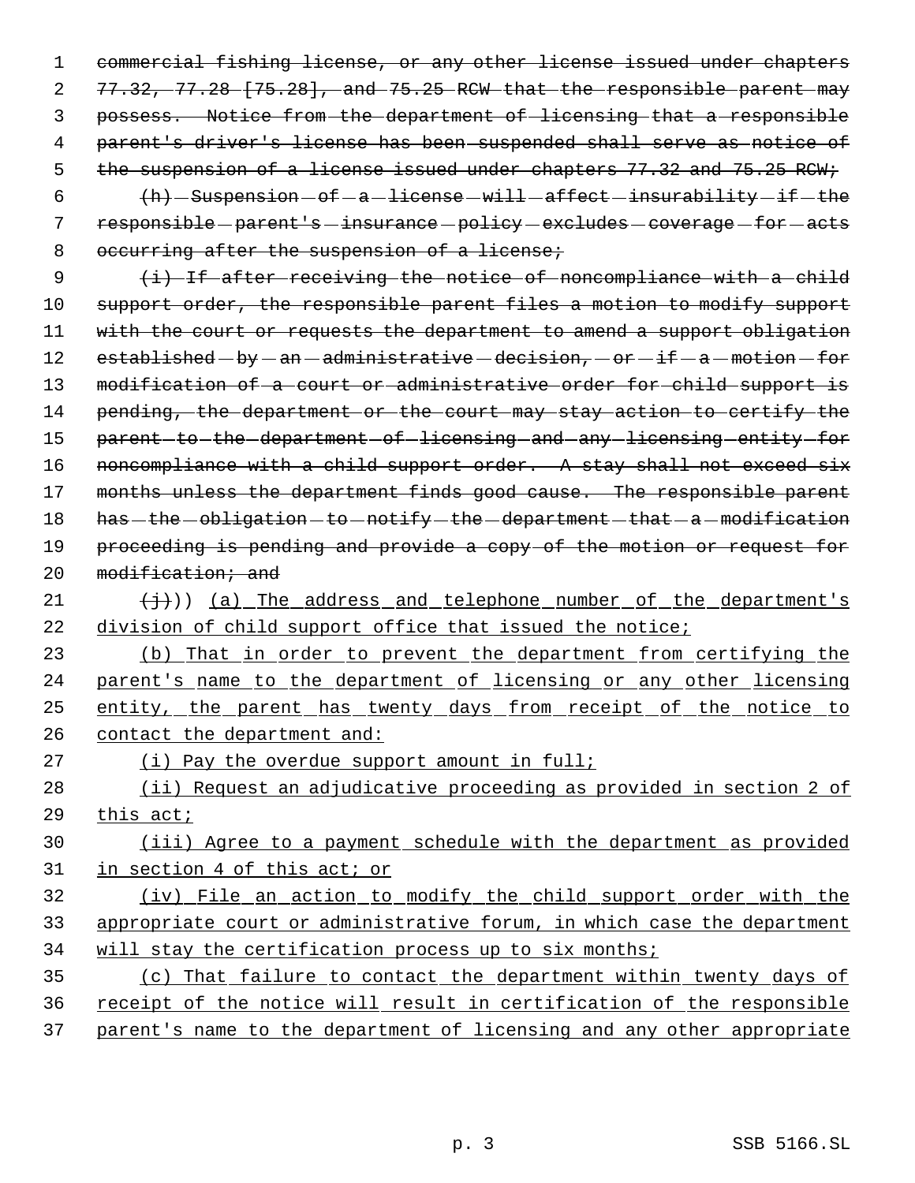~~commercial fishing license, or any other license issued under chapters 77.32, 77.28 [75.28], and 75.25 RCW that the responsible parent may possess. Notice from the department of licensing that a responsible parent's driver's license has been suspended shall serve as notice of the suspension of a license issued under chapters 77.32 and 75.25 RCW;~~

~~(h) Suspension of a license will affect insurability if the responsible parent's insurance policy excludes coverage for acts occurring after the suspension of a license;~~

~~(i) If after receiving the notice of noncompliance with a child support order, the responsible parent files a motion to modify support with the court or requests the department to amend a support obligation established by an administrative decision, or if a motion for modification of a court or administrative order for child support is pending, the department or the court may stay action to certify the parent to the department of licensing and any licensing entity for noncompliance with a child support order. A stay shall not exceed six months unless the department finds good cause. The responsible parent has the obligation to notify the department that a modification proceeding is pending and provide a copy of the motion or request for modification; and~~

((~~(j)~~)) <u>(a) The address and telephone number of the department's division of child support office that issued the notice;</u>

<u>(b) That in order to prevent the department from certifying the parent's name to the department of licensing or any other licensing entity, the parent has twenty days from receipt of the notice to contact the department and:</u>

<u>(i) Pay the overdue support amount in full;</u>

<u>(ii) Request an adjudicative proceeding as provided in section 2 of this act;</u>

<u>(iii) Agree to a payment schedule with the department as provided in section 4 of this act; or</u>

<u>(iv) File an action to modify the child support order with the appropriate court or administrative forum, in which case the department will stay the certification process up to six months;</u>

<u>(c) That failure to contact the department within twenty days of receipt of the notice will result in certification of the responsible parent's name to the department of licensing and any other appropriate</u>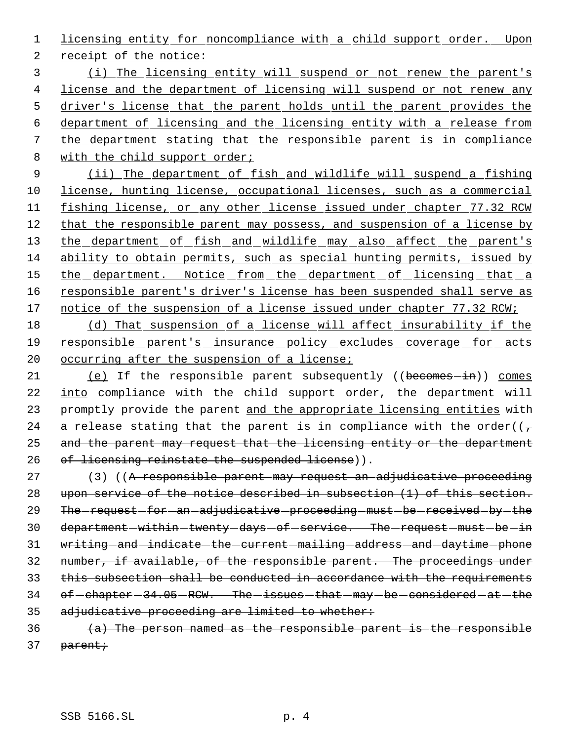licensing entity for noncompliance with a child support order. Upon receipt of the notice:

(i) The licensing entity will suspend or not renew the parent's license and the department of licensing will suspend or not renew any driver's license that the parent holds until the parent provides the department of licensing and the licensing entity with a release from the department stating that the responsible parent is in compliance with the child support order;

(ii) The department of fish and wildlife will suspend a fishing license, hunting license, occupational licenses, such as a commercial fishing license, or any other license issued under chapter 77.32 RCW that the responsible parent may possess, and suspension of a license by the department of fish and wildlife may also affect the parent's ability to obtain permits, such as special hunting permits, issued by the department. Notice from the department of licensing that a responsible parent's driver's license has been suspended shall serve as notice of the suspension of a license issued under chapter 77.32 RCW;

(d) That suspension of a license will affect insurability if the responsible parent's insurance policy excludes coverage for acts occurring after the suspension of a license;

(e) If the responsible parent subsequently ((~~becomes in~~)) comes into compliance with the child support order, the department will promptly provide the parent and the appropriate licensing entities with a release stating that the parent is in compliance with the order((~~, and the parent may request that the licensing entity or the department of licensing reinstate the suspended license~~)).

(3) ((~~A responsible parent may request an adjudicative proceeding upon service of the notice described in subsection (1) of this section. The request for an adjudicative proceeding must be received by the department within twenty days of service. The request must be in writing and indicate the current mailing address and daytime phone number, if available, of the responsible parent. The proceedings under this subsection shall be conducted in accordance with the requirements of chapter 34.05 RCW. The issues that may be considered at the adjudicative proceeding are limited to whether:~~

~~(a) The person named as the responsible parent is the responsible parent;~~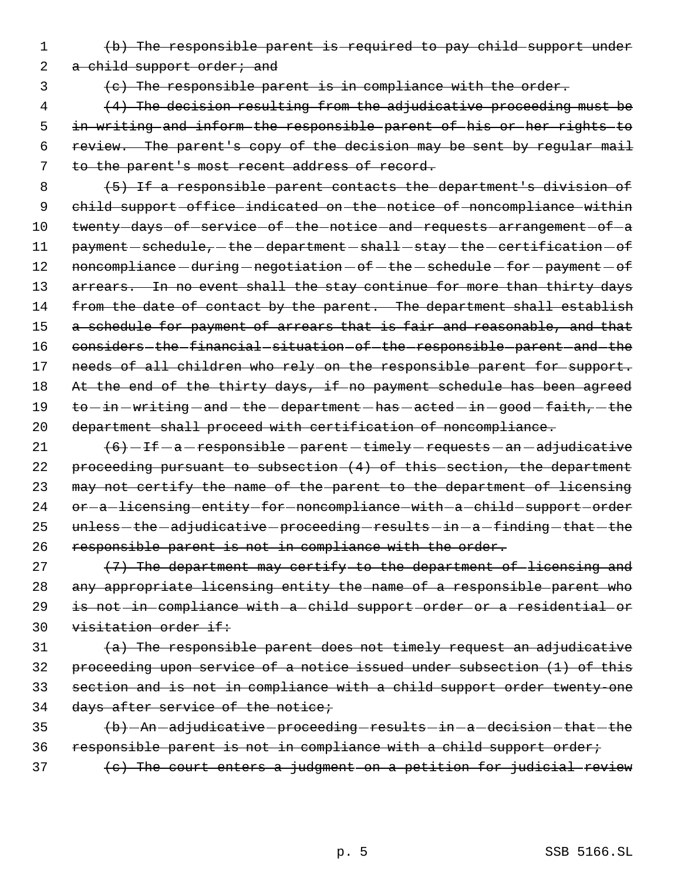~~(b) The responsible parent is required to pay child support under a child support order; and~~

~~(c) The responsible parent is in compliance with the order.~~

~~(4) The decision resulting from the adjudicative proceeding must be in writing and inform the responsible parent of his or her rights to review. The parent's copy of the decision may be sent by regular mail to the parent's most recent address of record.~~

~~(5) If a responsible parent contacts the department's division of child support office indicated on the notice of noncompliance within twenty days of service of the notice and requests arrangement of a payment schedule, the department shall stay the certification of noncompliance during negotiation of the schedule for payment of arrears. In no event shall the stay continue for more than thirty days from the date of contact by the parent. The department shall establish a schedule for payment of arrears that is fair and reasonable, and that considers the financial situation of the responsible parent and the needs of all children who rely on the responsible parent for support. At the end of the thirty days, if no payment schedule has been agreed to in writing and the department has acted in good faith, the department shall proceed with certification of noncompliance.~~

~~(6) If a responsible parent timely requests an adjudicative proceeding pursuant to subsection (4) of this section, the department may not certify the name of the parent to the department of licensing or a licensing entity for noncompliance with a child support order unless the adjudicative proceeding results in a finding that the responsible parent is not in compliance with the order.~~

~~(7) The department may certify to the department of licensing and any appropriate licensing entity the name of a responsible parent who is not in compliance with a child support order or a residential or visitation order if:~~

~~(a) The responsible parent does not timely request an adjudicative proceeding upon service of a notice issued under subsection (1) of this section and is not in compliance with a child support order twenty-one days after service of the notice;~~

~~(b) An adjudicative proceeding results in a decision that the responsible parent is not in compliance with a child support order;~~

~~(c) The court enters a judgment on a petition for judicial review~~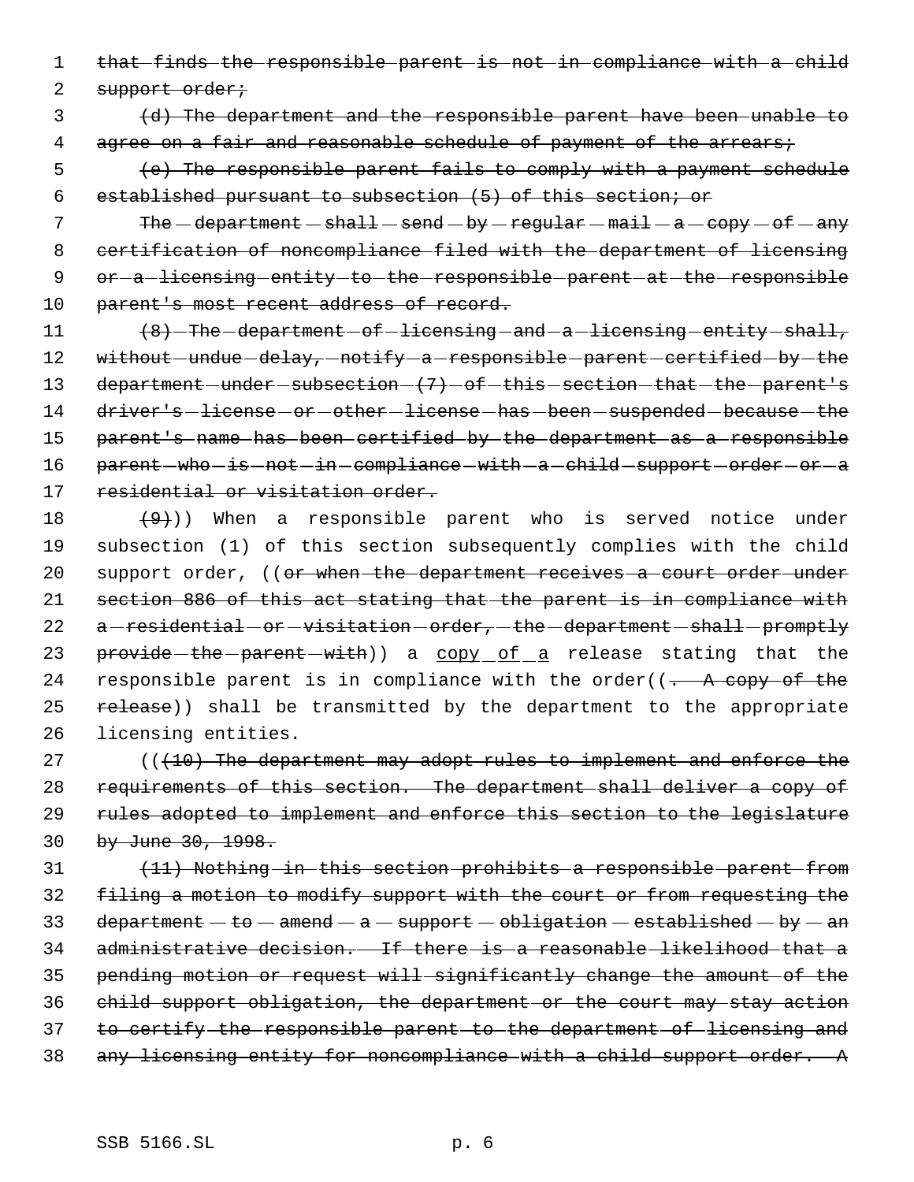~~that finds the responsible parent is not in compliance with a child support order;~~

~~(d) The department and the responsible parent have been unable to agree on a fair and reasonable schedule of payment of the arrears;~~

~~(e) The responsible parent fails to comply with a payment schedule established pursuant to subsection (5) of this section; or~~

~~The department shall send by regular mail a copy of any certification of noncompliance filed with the department of licensing or a licensing entity to the responsible parent at the responsible parent's most recent address of record.~~

~~(8) The department of licensing and a licensing entity shall, without undue delay, notify a responsible parent certified by the department under subsection (7) of this section that the parent's driver's license or other license has been suspended because the parent's name has been certified by the department as a responsible parent who is not in compliance with a child support order or a residential or visitation order.~~

~~(9)~~)) When a responsible parent who is served notice under subsection (1) of this section subsequently complies with the child support order, ((~~or when the department receives a court order under section 886 of this act stating that the parent is in compliance with a residential or visitation order, the department shall promptly provide the parent with~~)) a copy of a release stating that the responsible parent is in compliance with the order((~~. A copy of the release~~)) shall be transmitted by the department to the appropriate licensing entities.

((~~(10) The department may adopt rules to implement and enforce the requirements of this section. The department shall deliver a copy of rules adopted to implement and enforce this section to the legislature by June 30, 1998.~~

~~(11) Nothing in this section prohibits a responsible parent from filing a motion to modify support with the court or from requesting the department to amend a support obligation established by an administrative decision. If there is a reasonable likelihood that a pending motion or request will significantly change the amount of the child support obligation, the department or the court may stay action to certify the responsible parent to the department of licensing and any licensing entity for noncompliance with a child support order. A~~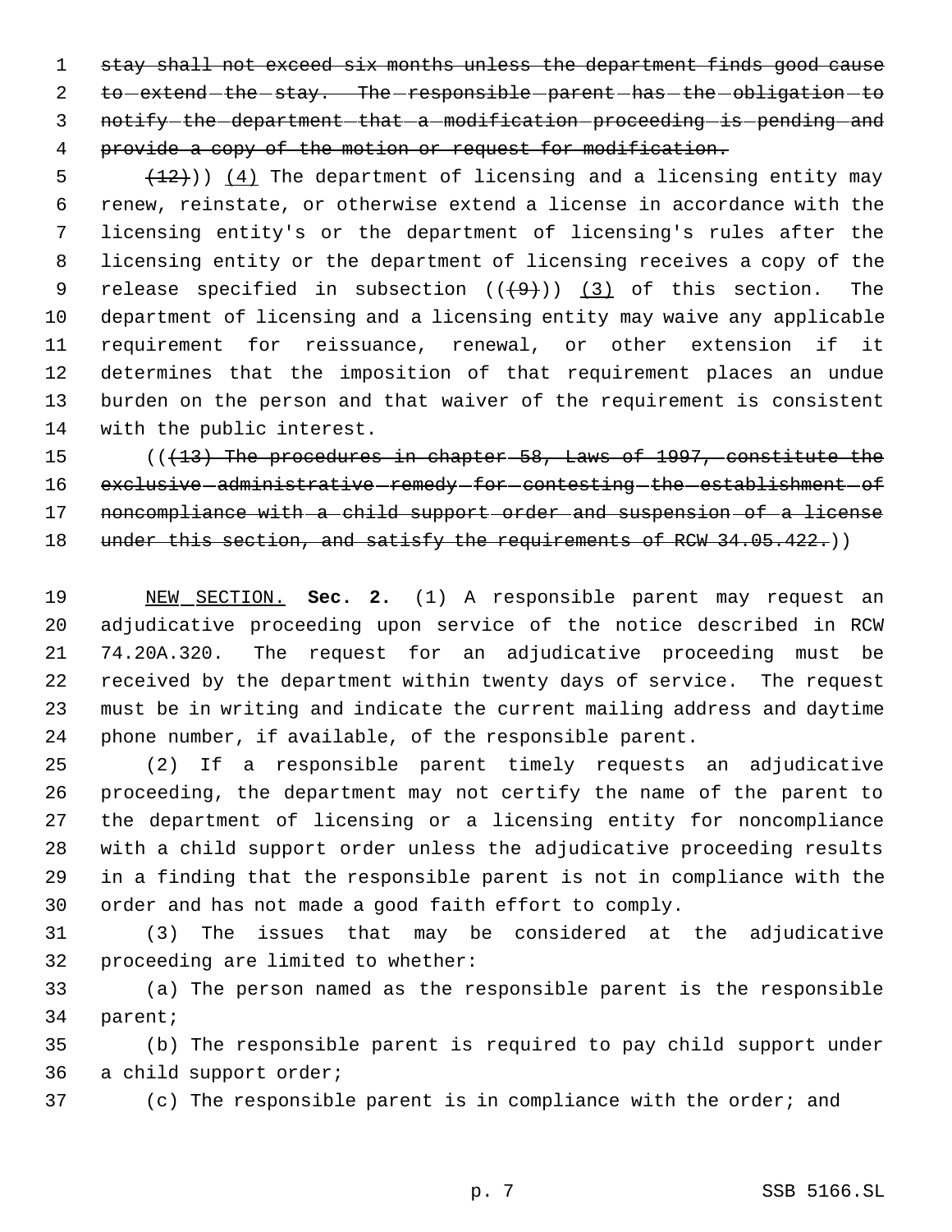~~stay shall not exceed six months unless the department finds good cause to extend the stay. The responsible parent has the obligation to notify the department that a modification proceeding is pending and provide a copy of the motion or request for modification.~~

~~(12)~~)) <u>(4)</u> The department of licensing and a licensing entity may renew, reinstate, or otherwise extend a license in accordance with the licensing entity's or the department of licensing's rules after the licensing entity or the department of licensing receives a copy of the release specified in subsection ((~~(9)~~)) <u>(3)</u> of this section. The department of licensing and a licensing entity may waive any applicable requirement for reissuance, renewal, or other extension if it determines that the imposition of that requirement places an undue burden on the person and that waiver of the requirement is consistent with the public interest.

((~~(13) The procedures in chapter 58, Laws of 1997, constitute the exclusive administrative remedy for contesting the establishment of noncompliance with a child support order and suspension of a license under this section, and satisfy the requirements of RCW 34.05.422.~~))

<u>NEW SECTION.</u> **Sec. 2.** (1) A responsible parent may request an adjudicative proceeding upon service of the notice described in RCW 74.20A.320. The request for an adjudicative proceeding must be received by the department within twenty days of service. The request must be in writing and indicate the current mailing address and daytime phone number, if available, of the responsible parent.

(2) If a responsible parent timely requests an adjudicative proceeding, the department may not certify the name of the parent to the department of licensing or a licensing entity for noncompliance with a child support order unless the adjudicative proceeding results in a finding that the responsible parent is not in compliance with the order and has not made a good faith effort to comply.

(3) The issues that may be considered at the adjudicative proceeding are limited to whether:

(a) The person named as the responsible parent is the responsible parent;

(b) The responsible parent is required to pay child support under a child support order;

(c) The responsible parent is in compliance with the order; and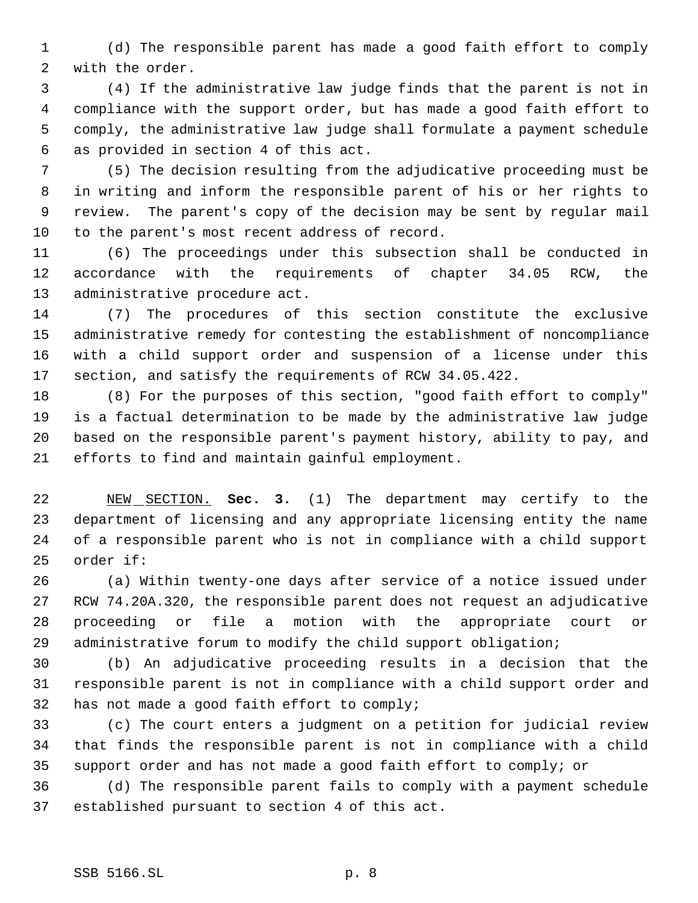(d) The responsible parent has made a good faith effort to comply with the order.

(4) If the administrative law judge finds that the parent is not in compliance with the support order, but has made a good faith effort to comply, the administrative law judge shall formulate a payment schedule as provided in section 4 of this act.

(5) The decision resulting from the adjudicative proceeding must be in writing and inform the responsible parent of his or her rights to review. The parent's copy of the decision may be sent by regular mail to the parent's most recent address of record.

(6) The proceedings under this subsection shall be conducted in accordance with the requirements of chapter 34.05 RCW, the administrative procedure act.

(7) The procedures of this section constitute the exclusive administrative remedy for contesting the establishment of noncompliance with a child support order and suspension of a license under this section, and satisfy the requirements of RCW 34.05.422.

(8) For the purposes of this section, "good faith effort to comply" is a factual determination to be made by the administrative law judge based on the responsible parent's payment history, ability to pay, and efforts to find and maintain gainful employment.

NEW SECTION. **Sec. 3.** (1) The department may certify to the department of licensing and any appropriate licensing entity the name of a responsible parent who is not in compliance with a child support order if:

(a) Within twenty-one days after service of a notice issued under RCW 74.20A.320, the responsible parent does not request an adjudicative proceeding or file a motion with the appropriate court or administrative forum to modify the child support obligation;

(b) An adjudicative proceeding results in a decision that the responsible parent is not in compliance with a child support order and has not made a good faith effort to comply;

(c) The court enters a judgment on a petition for judicial review that finds the responsible parent is not in compliance with a child support order and has not made a good faith effort to comply; or

(d) The responsible parent fails to comply with a payment schedule established pursuant to section 4 of this act.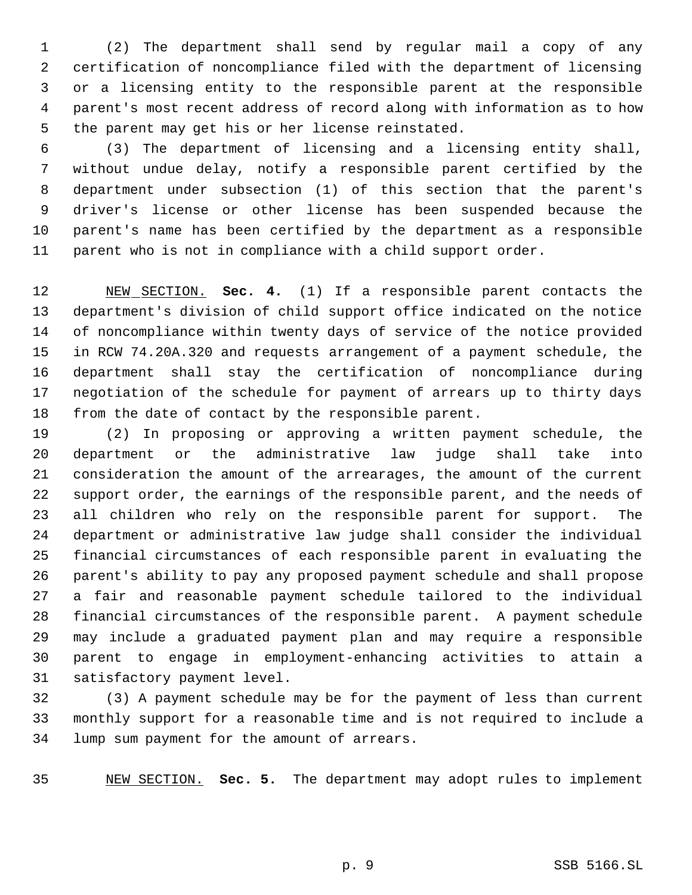(2) The department shall send by regular mail a copy of any certification of noncompliance filed with the department of licensing or a licensing entity to the responsible parent at the responsible parent's most recent address of record along with information as to how the parent may get his or her license reinstated.

(3) The department of licensing and a licensing entity shall, without undue delay, notify a responsible parent certified by the department under subsection (1) of this section that the parent's driver's license or other license has been suspended because the parent's name has been certified by the department as a responsible parent who is not in compliance with a child support order.

NEW SECTION. **Sec. 4.** (1) If a responsible parent contacts the department's division of child support office indicated on the notice of noncompliance within twenty days of service of the notice provided in RCW 74.20A.320 and requests arrangement of a payment schedule, the department shall stay the certification of noncompliance during negotiation of the schedule for payment of arrears up to thirty days from the date of contact by the responsible parent.

(2) In proposing or approving a written payment schedule, the department or the administrative law judge shall take into consideration the amount of the arrearages, the amount of the current support order, the earnings of the responsible parent, and the needs of all children who rely on the responsible parent for support. The department or administrative law judge shall consider the individual financial circumstances of each responsible parent in evaluating the parent's ability to pay any proposed payment schedule and shall propose a fair and reasonable payment schedule tailored to the individual financial circumstances of the responsible parent. A payment schedule may include a graduated payment plan and may require a responsible parent to engage in employment-enhancing activities to attain a satisfactory payment level.

(3) A payment schedule may be for the payment of less than current monthly support for a reasonable time and is not required to include a lump sum payment for the amount of arrears.

NEW SECTION. **Sec. 5.** The department may adopt rules to implement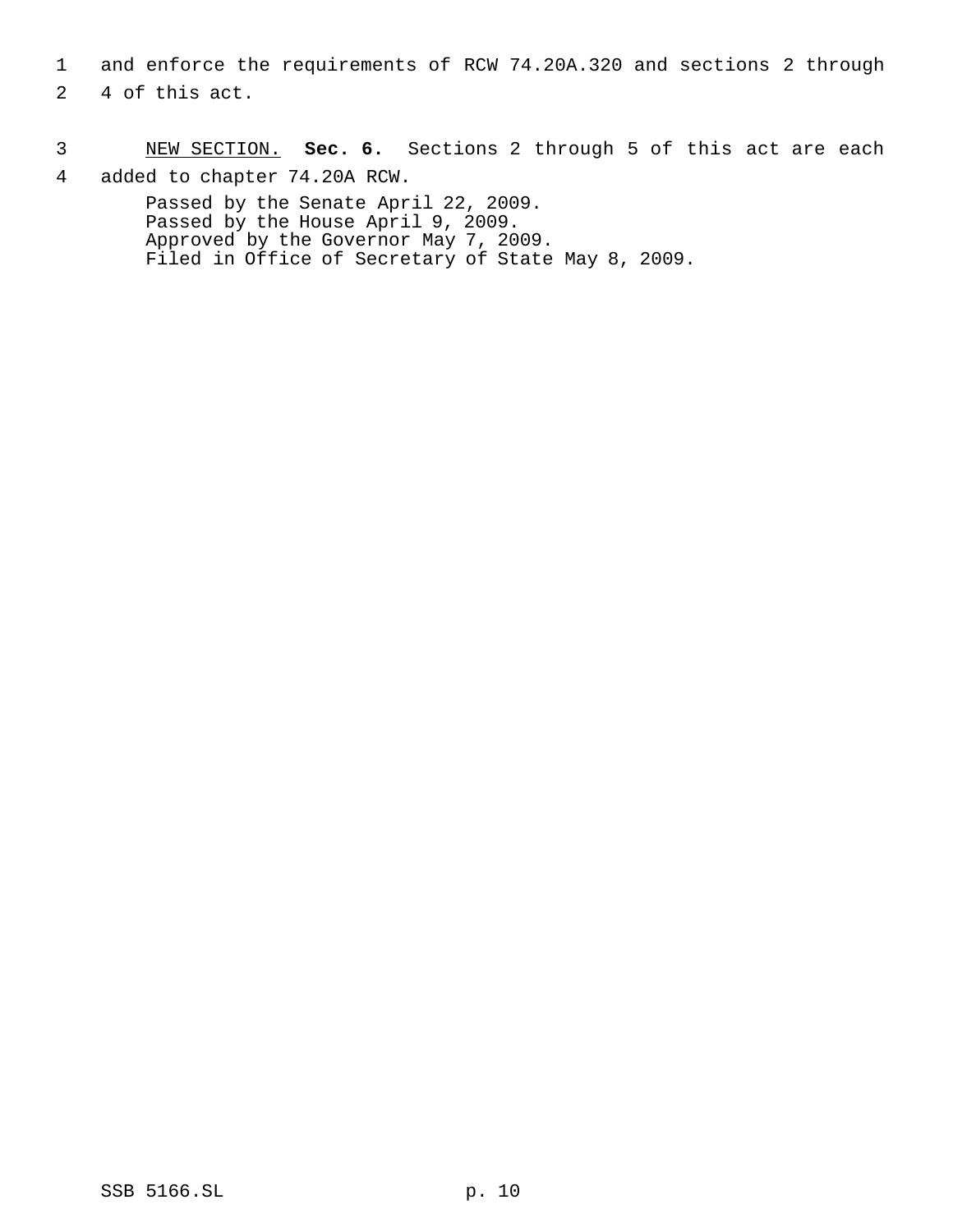and enforce the requirements of RCW 74.20A.320 and sections 2 through 4 of this act.

NEW SECTION. **Sec. 6.** Sections 2 through 5 of this act are each added to chapter 74.20A RCW.

Passed by the Senate April 22, 2009.
Passed by the House April 9, 2009.
Approved by the Governor May 7, 2009.
Filed in Office of Secretary of State May 8, 2009.